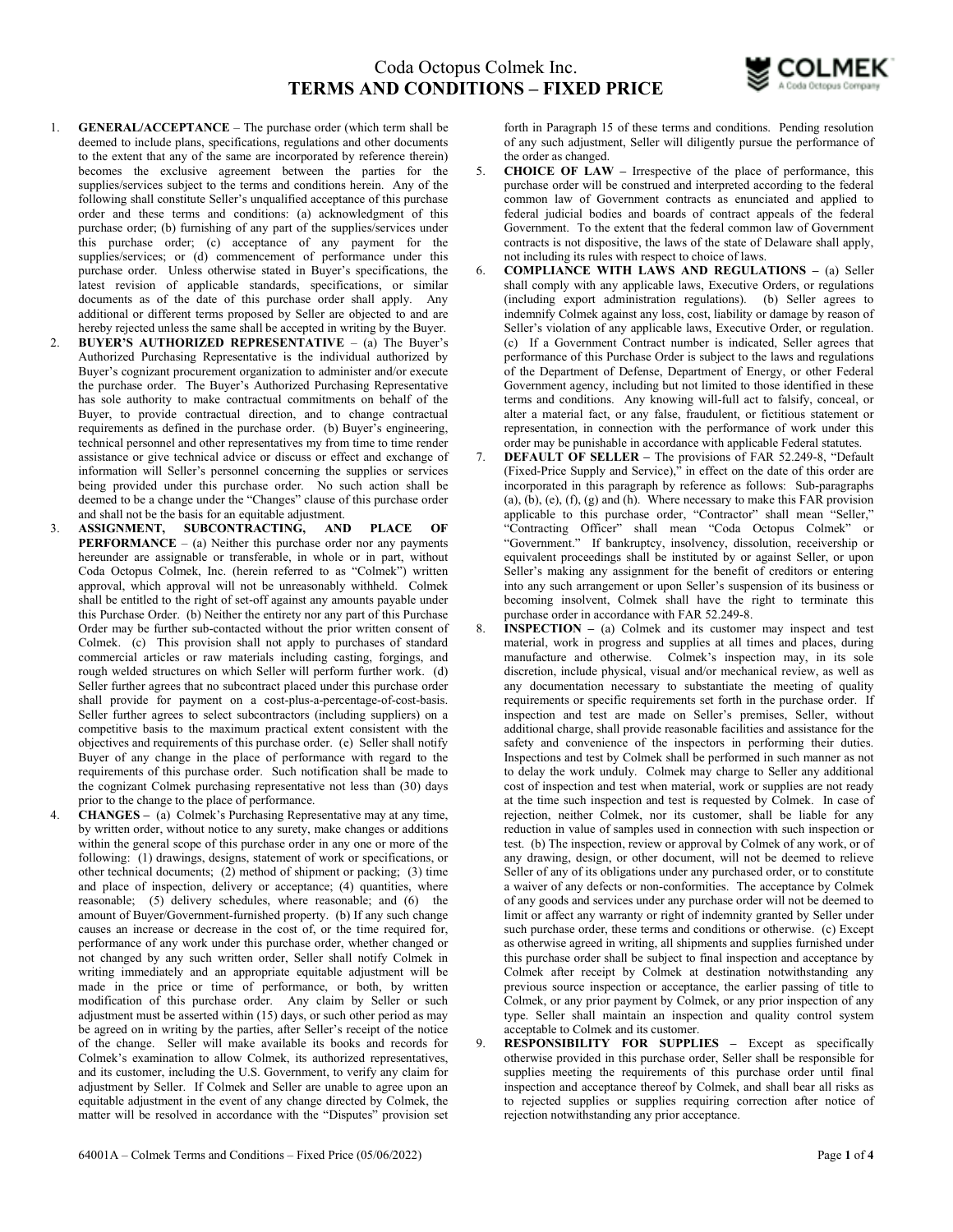# Coda Octopus Colmek Inc.
## TERMS AND CONDITIONS – FIXED PRICE

1. **GENERAL/ACCEPTANCE** – The purchase order (which term shall be deemed to include plans, specifications, regulations and other documents to the extent that any of the same are incorporated by reference therein) becomes the exclusive agreement between the parties for the supplies/services subject to the terms and conditions herein. Any of the following shall constitute Seller's unqualified acceptance of this purchase order and these terms and conditions: (a) acknowledgment of this purchase order; (b) furnishing of any part of the supplies/services under this purchase order; (c) acceptance of any payment for the supplies/services; or (d) commencement of performance under this purchase order. Unless otherwise stated in Buyer's specifications, the latest revision of applicable standards, specifications, or similar documents as of the date of this purchase order shall apply. Any additional or different terms proposed by Seller are objected to and are hereby rejected unless the same shall be accepted in writing by the Buyer.

2. **BUYER'S AUTHORIZED REPRESENTATIVE** – (a) The Buyer's Authorized Purchasing Representative is the individual authorized by Buyer's cognizant procurement organization to administer and/or execute the purchase order. The Buyer's Authorized Purchasing Representative has sole authority to make contractual commitments on behalf of the Buyer, to provide contractual direction, and to change contractual requirements as defined in the purchase order. (b) Buyer's engineering, technical personnel and other representatives my from time to time render assistance or give technical advice or discuss or effect and exchange of information will Seller's personnel concerning the supplies or services being provided under this purchase order. No such action shall be deemed to be a change under the "Changes" clause of this purchase order and shall not be the basis for an equitable adjustment.

3. **ASSIGNMENT, SUBCONTRACTING, AND PLACE OF PERFORMANCE** – (a) Neither this purchase order nor any payments hereunder are assignable or transferable, in whole or in part, without Coda Octopus Colmek, Inc. (herein referred to as "Colmek") written approval, which approval will not be unreasonably withheld. Colmek shall be entitled to the right of set-off against any amounts payable under this Purchase Order. (b) Neither the entirety nor any part of this Purchase Order may be further sub-contacted without the prior written consent of Colmek. (c) This provision shall not apply to purchases of standard commercial articles or raw materials including casting, forgings, and rough welded structures on which Seller will perform further work. (d) Seller further agrees that no subcontract placed under this purchase order shall provide for payment on a cost-plus-a-percentage-of-cost-basis. Seller further agrees to select subcontractors (including suppliers) on a competitive basis to the maximum practical extent consistent with the objectives and requirements of this purchase order. (e) Seller shall notify Buyer of any change in the place of performance with regard to the requirements of this purchase order. Such notification shall be made to the cognizant Colmek purchasing representative not less than (30) days prior to the change to the place of performance.

4. **CHANGES –** (a) Colmek's Purchasing Representative may at any time, by written order, without notice to any surety, make changes or additions within the general scope of this purchase order in any one or more of the following: (1) drawings, designs, statement of work or specifications, or other technical documents; (2) method of shipment or packing; (3) time and place of inspection, delivery or acceptance; (4) quantities, where reasonable; (5) delivery schedules, where reasonable; and (6) the amount of Buyer/Government-furnished property. (b) If any such change causes an increase or decrease in the cost of, or the time required for, performance of any work under this purchase order, whether changed or not changed by any such written order, Seller shall notify Colmek in writing immediately and an appropriate equitable adjustment will be made in the price or time of performance, or both, by written modification of this purchase order. Any claim by Seller or such adjustment must be asserted within (15) days, or such other period as may be agreed on in writing by the parties, after Seller's receipt of the notice of the change. Seller will make available its books and records for Colmek's examination to allow Colmek, its authorized representatives, and its customer, including the U.S. Government, to verify any claim for adjustment by Seller. If Colmek and Seller are unable to agree upon an equitable adjustment in the event of any change directed by Colmek, the matter will be resolved in accordance with the "Disputes" provision set forth in Paragraph 15 of these terms and conditions. Pending resolution of any such adjustment, Seller will diligently pursue the performance of the order as changed.

5. **CHOICE OF LAW –** Irrespective of the place of performance, this purchase order will be construed and interpreted according to the federal common law of Government contracts as enunciated and applied to federal judicial bodies and boards of contract appeals of the federal Government. To the extent that the federal common law of Government contracts is not dispositive, the laws of the state of Delaware shall apply, not including its rules with respect to choice of laws.

6. **COMPLIANCE WITH LAWS AND REGULATIONS –** (a) Seller shall comply with any applicable laws, Executive Orders, or regulations (including export administration regulations). (b) Seller agrees to indemnify Colmek against any loss, cost, liability or damage by reason of Seller's violation of any applicable laws, Executive Order, or regulation. (c) If a Government Contract number is indicated, Seller agrees that performance of this Purchase Order is subject to the laws and regulations of the Department of Defense, Department of Energy, or other Federal Government agency, including but not limited to those identified in these terms and conditions. Any knowing will-full act to falsify, conceal, or alter a material fact, or any false, fraudulent, or fictitious statement or representation, in connection with the performance of work under this order may be punishable in accordance with applicable Federal statutes.

7. **DEFAULT OF SELLER –** The provisions of FAR 52.249-8, "Default (Fixed-Price Supply and Service)," in effect on the date of this order are incorporated in this paragraph by reference as follows: Sub-paragraphs (a), (b), (e), (f), (g) and (h). Where necessary to make this FAR provision applicable to this purchase order, "Contractor" shall mean "Seller," "Contracting Officer" shall mean "Coda Octopus Colmek" or "Government." If bankruptcy, insolvency, dissolution, receivership or equivalent proceedings shall be instituted by or against Seller, or upon Seller's making any assignment for the benefit of creditors or entering into any such arrangement or upon Seller's suspension of its business or becoming insolvent, Colmek shall have the right to terminate this purchase order in accordance with FAR 52.249-8.

8. **INSPECTION –** (a) Colmek and its customer may inspect and test material, work in progress and supplies at all times and places, during manufacture and otherwise. Colmek's inspection may, in its sole discretion, include physical, visual and/or mechanical review, as well as any documentation necessary to substantiate the meeting of quality requirements or specific requirements set forth in the purchase order. If inspection and test are made on Seller's premises, Seller, without additional charge, shall provide reasonable facilities and assistance for the safety and convenience of the inspectors in performing their duties. Inspections and test by Colmek shall be performed in such manner as not to delay the work unduly. Colmek may charge to Seller any additional cost of inspection and test when material, work or supplies are not ready at the time such inspection and test is requested by Colmek. In case of rejection, neither Colmek, nor its customer, shall be liable for any reduction in value of samples used in connection with such inspection or test. (b) The inspection, review or approval by Colmek of any work, or of any drawing, design, or other document, will not be deemed to relieve Seller of any of its obligations under any purchased order, or to constitute a waiver of any defects or non-conformities. The acceptance by Colmek of any goods and services under any purchase order will not be deemed to limit or affect any warranty or right of indemnity granted by Seller under such purchase order, these terms and conditions or otherwise. (c) Except as otherwise agreed in writing, all shipments and supplies furnished under this purchase order shall be subject to final inspection and acceptance by Colmek after receipt by Colmek at destination notwithstanding any previous source inspection or acceptance, the earlier passing of title to Colmek, or any prior payment by Colmek, or any prior inspection of any type. Seller shall maintain an inspection and quality control system acceptable to Colmek and its customer.

9. **RESPONSIBILITY FOR SUPPLIES –** Except as specifically otherwise provided in this purchase order, Seller shall be responsible for supplies meeting the requirements of this purchase order until final inspection and acceptance thereof by Colmek, and shall bear all risks as to rejected supplies or supplies requiring correction after notice of rejection notwithstanding any prior acceptance.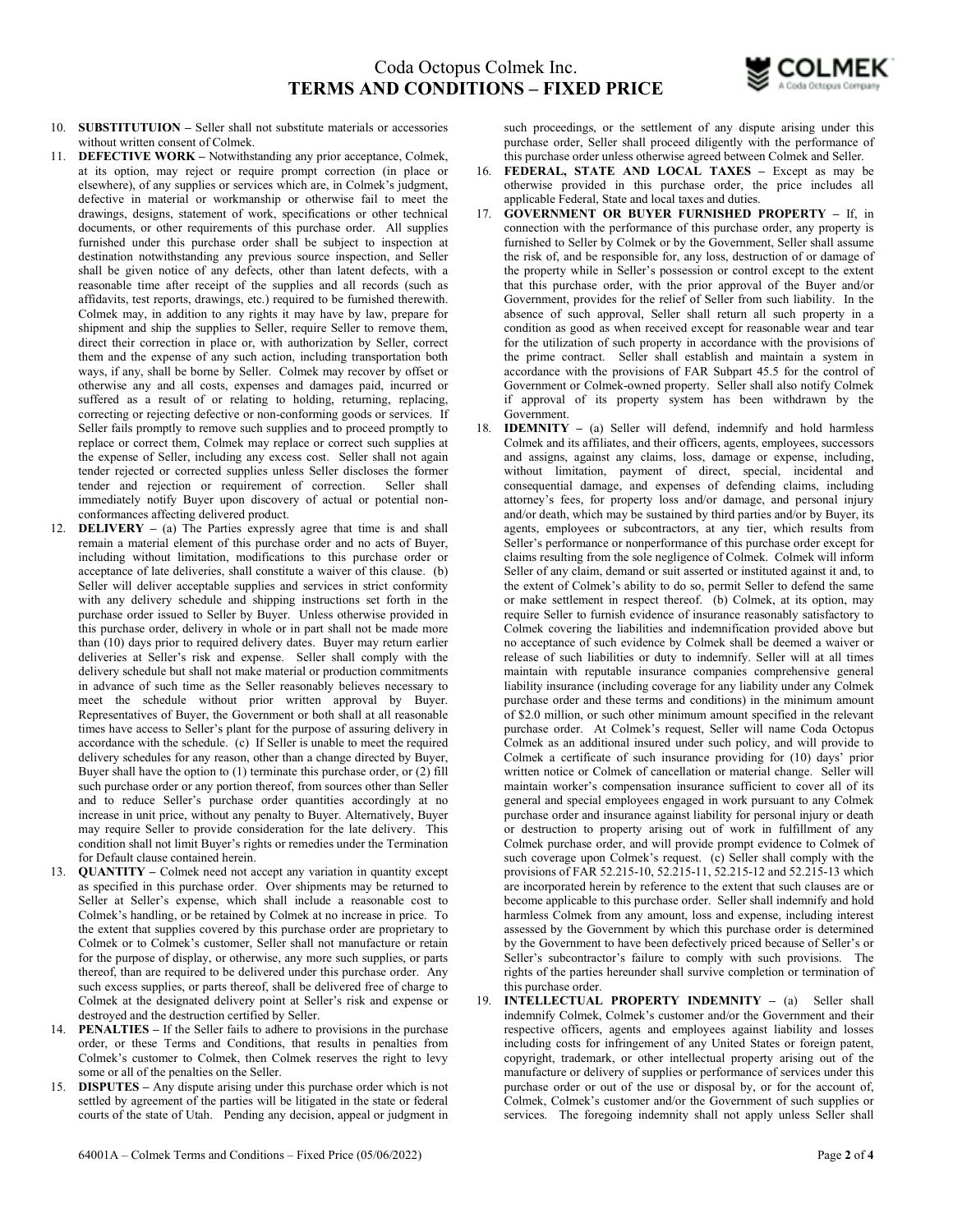10. **SUBSTITUTUION –** Seller shall not substitute materials or accessories without written consent of Colmek.
11. **DEFECTIVE WORK –** Notwithstanding any prior acceptance, Colmek, at its option, may reject or require prompt correction (in place or elsewhere), of any supplies or services which are, in Colmek's judgment, defective in material or workmanship or otherwise fail to meet the drawings, designs, statement of work, specifications or other technical documents, or other requirements of this purchase order. All supplies furnished under this purchase order shall be subject to inspection at destination notwithstanding any previous source inspection, and Seller shall be given notice of any defects, other than latent defects, with a reasonable time after receipt of the supplies and all records (such as affidavits, test reports, drawings, etc.) required to be furnished therewith. Colmek may, in addition to any rights it may have by law, prepare for shipment and ship the supplies to Seller, require Seller to remove them, direct their correction in place or, with authorization by Seller, correct them and the expense of any such action, including transportation both ways, if any, shall be borne by Seller. Colmek may recover by offset or otherwise any and all costs, expenses and damages paid, incurred or suffered as a result of or relating to holding, returning, replacing, correcting or rejecting defective or non-conforming goods or services. If Seller fails promptly to remove such supplies and to proceed promptly to replace or correct them, Colmek may replace or correct such supplies at the expense of Seller, including any excess cost. Seller shall not again tender rejected or corrected supplies unless Seller discloses the former tender and rejection or requirement of correction. Seller shall immediately notify Buyer upon discovery of actual or potential non-conformances affecting delivered product.
12. **DELIVERY –** (a) The Parties expressly agree that time is and shall remain a material element of this purchase order and no acts of Buyer, including without limitation, modifications to this purchase order or acceptance of late deliveries, shall constitute a waiver of this clause. (b) Seller will deliver acceptable supplies and services in strict conformity with any delivery schedule and shipping instructions set forth in the purchase order issued to Seller by Buyer. Unless otherwise provided in this purchase order, delivery in whole or in part shall not be made more than (10) days prior to required delivery dates. Buyer may return earlier deliveries at Seller's risk and expense. Seller shall comply with the delivery schedule but shall not make material or production commitments in advance of such time as the Seller reasonably believes necessary to meet the schedule without prior written approval by Buyer. Representatives of Buyer, the Government or both shall at all reasonable times have access to Seller's plant for the purpose of assuring delivery in accordance with the schedule. (c) If Seller is unable to meet the required delivery schedules for any reason, other than a change directed by Buyer, Buyer shall have the option to (1) terminate this purchase order, or (2) fill such purchase order or any portion thereof, from sources other than Seller and to reduce Seller's purchase order quantities accordingly at no increase in unit price, without any penalty to Buyer. Alternatively, Buyer may require Seller to provide consideration for the late delivery. This condition shall not limit Buyer's rights or remedies under the Termination for Default clause contained herein.
13. **QUANTITY –** Colmek need not accept any variation in quantity except as specified in this purchase order. Over shipments may be returned to Seller at Seller's expense, which shall include a reasonable cost to Colmek's handling, or be retained by Colmek at no increase in price. To the extent that supplies covered by this purchase order are proprietary to Colmek or to Colmek's customer, Seller shall not manufacture or retain for the purpose of display, or otherwise, any more such supplies, or parts thereof, than are required to be delivered under this purchase order. Any such excess supplies, or parts thereof, shall be delivered free of charge to Colmek at the designated delivery point at Seller's risk and expense or destroyed and the destruction certified by Seller.
14. **PENALTIES –** If the Seller fails to adhere to provisions in the purchase order, or these Terms and Conditions, that results in penalties from Colmek's customer to Colmek, then Colmek reserves the right to levy some or all of the penalties on the Seller.
15. **DISPUTES –** Any dispute arising under this purchase order which is not settled by agreement of the parties will be litigated in the state or federal courts of the state of Utah. Pending any decision, appeal or judgment in such proceedings, or the settlement of any dispute arising under this purchase order, Seller shall proceed diligently with the performance of this purchase order unless otherwise agreed between Colmek and Seller.
16. **FEDERAL, STATE AND LOCAL TAXES –** Except as may be otherwise provided in this purchase order, the price includes all applicable Federal, State and local taxes and duties.
17. **GOVERNMENT OR BUYER FURNISHED PROPERTY –** If, in connection with the performance of this purchase order, any property is furnished to Seller by Colmek or by the Government, Seller shall assume the risk of, and be responsible for, any loss, destruction of or damage of the property while in Seller's possession or control except to the extent that this purchase order, with the prior approval of the Buyer and/or Government, provides for the relief of Seller from such liability. In the absence of such approval, Seller shall return all such property in a condition as good as when received except for reasonable wear and tear for the utilization of such property in accordance with the provisions of the prime contract. Seller shall establish and maintain a system in accordance with the provisions of FAR Subpart 45.5 for the control of Government or Colmek-owned property. Seller shall also notify Colmek if approval of its property system has been withdrawn by the Government.
18. **IDEMNITY –** (a) Seller will defend, indemnify and hold harmless Colmek and its affiliates, and their officers, agents, employees, successors and assigns, against any claims, loss, damage or expense, including, without limitation, payment of direct, special, incidental and consequential damage, and expenses of defending claims, including attorney's fees, for property loss and/or damage, and personal injury and/or death, which may be sustained by third parties and/or by Buyer, its agents, employees or subcontractors, at any tier, which results from Seller's performance or nonperformance of this purchase order except for claims resulting from the sole negligence of Colmek. Colmek will inform Seller of any claim, demand or suit asserted or instituted against it and, to the extent of Colmek's ability to do so, permit Seller to defend the same or make settlement in respect thereof. (b) Colmek, at its option, may require Seller to furnish evidence of insurance reasonably satisfactory to Colmek covering the liabilities and indemnification provided above but no acceptance of such evidence by Colmek shall be deemed a waiver or release of such liabilities or duty to indemnify. Seller will at all times maintain with reputable insurance companies comprehensive general liability insurance (including coverage for any liability under any Colmek purchase order and these terms and conditions) in the minimum amount of $2.0 million, or such other minimum amount specified in the relevant purchase order. At Colmek's request, Seller will name Coda Octopus Colmek as an additional insured under such policy, and will provide to Colmek a certificate of such insurance providing for (10) days' prior written notice or Colmek of cancellation or material change. Seller will maintain worker's compensation insurance sufficient to cover all of its general and special employees engaged in work pursuant to any Colmek purchase order and insurance against liability for personal injury or death or destruction to property arising out of work in fulfillment of any Colmek purchase order, and will provide prompt evidence to Colmek of such coverage upon Colmek's request. (c) Seller shall comply with the provisions of FAR 52.215-10, 52.215-11, 52.215-12 and 52.215-13 which are incorporated herein by reference to the extent that such clauses are or become applicable to this purchase order. Seller shall indemnify and hold harmless Colmek from any amount, loss and expense, including interest assessed by the Government by which this purchase order is determined by the Government to have been defectively priced because of Seller's or Seller's subcontractor's failure to comply with such provisions. The rights of the parties hereunder shall survive completion or termination of this purchase order.
19. **INTELLECTUAL PROPERTY INDEMNITY –** (a) Seller shall indemnify Colmek, Colmek's customer and/or the Government and their respective officers, agents and employees against liability and losses including costs for infringement of any United States or foreign patent, copyright, trademark, or other intellectual property arising out of the manufacture or delivery of supplies or performance of services under this purchase order or out of the use or disposal by, or for the account of, Colmek, Colmek's customer and/or the Government of such supplies or services. The foregoing indemnity shall not apply unless Seller shall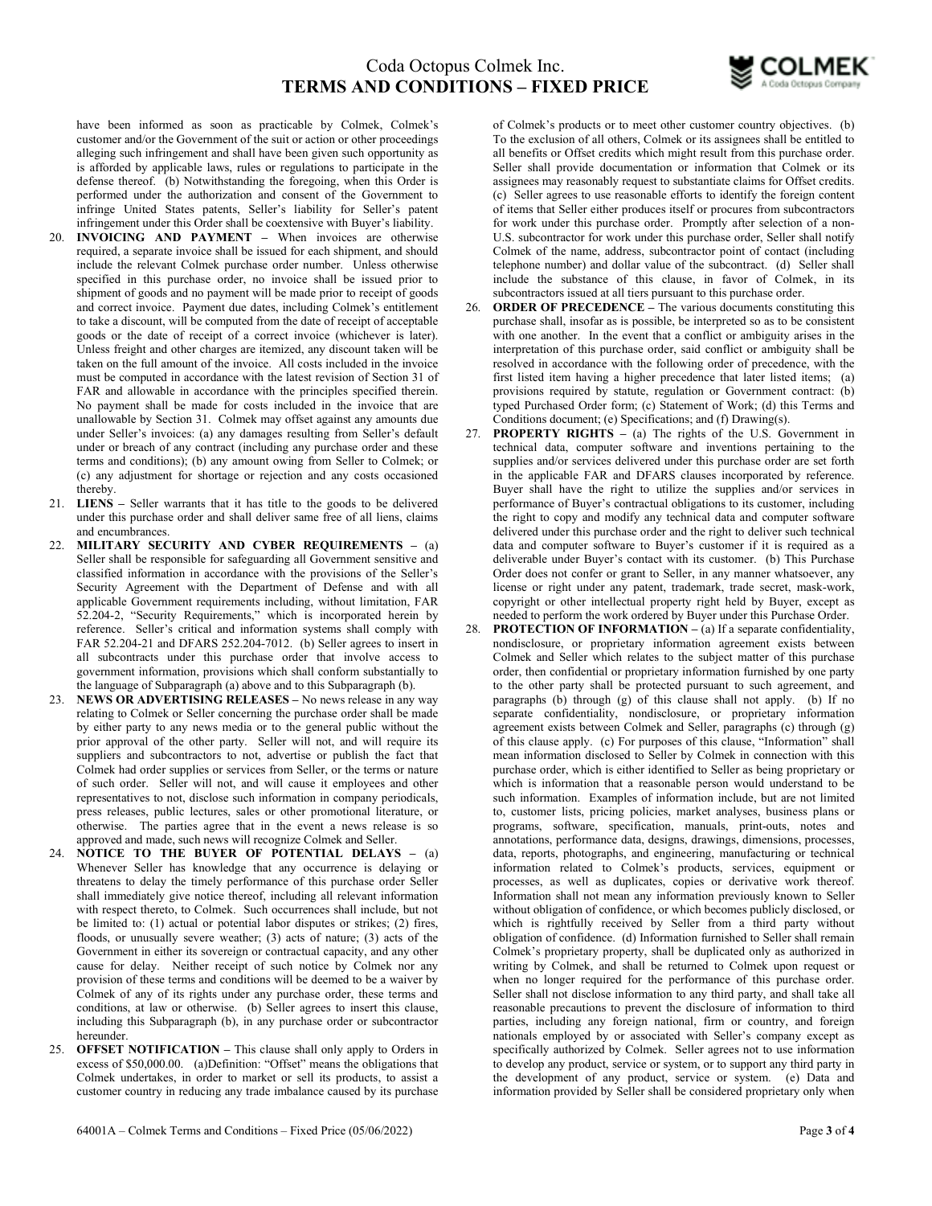have been informed as soon as practicable by Colmek, Colmek's customer and/or the Government of the suit or action or other proceedings alleging such infringement and shall have been given such opportunity as is afforded by applicable laws, rules or regulations to participate in the defense thereof. (b) Notwithstanding the foregoing, when this Order is performed under the authorization and consent of the Government to infringe United States patents, Seller's liability for Seller's patent infringement under this Order shall be coextensive with Buyer's liability.

20. **INVOICING AND PAYMENT –** When invoices are otherwise required, a separate invoice shall be issued for each shipment, and should include the relevant Colmek purchase order number. Unless otherwise specified in this purchase order, no invoice shall be issued prior to shipment of goods and no payment will be made prior to receipt of goods and correct invoice. Payment due dates, including Colmek's entitlement to take a discount, will be computed from the date of receipt of acceptable goods or the date of receipt of a correct invoice (whichever is later). Unless freight and other charges are itemized, any discount taken will be taken on the full amount of the invoice. All costs included in the invoice must be computed in accordance with the latest revision of Section 31 of FAR and allowable in accordance with the principles specified therein. No payment shall be made for costs included in the invoice that are unallowable by Section 31. Colmek may offset against any amounts due under Seller's invoices: (a) any damages resulting from Seller's default under or breach of any contract (including any purchase order and these terms and conditions); (b) any amount owing from Seller to Colmek; or (c) any adjustment for shortage or rejection and any costs occasioned thereby.
21. **LIENS –** Seller warrants that it has title to the goods to be delivered under this purchase order and shall deliver same free of all liens, claims and encumbrances.
22. **MILITARY SECURITY AND CYBER REQUIREMENTS –** (a) Seller shall be responsible for safeguarding all Government sensitive and classified information in accordance with the provisions of the Seller's Security Agreement with the Department of Defense and with all applicable Government requirements including, without limitation, FAR 52.204-2, "Security Requirements," which is incorporated herein by reference. Seller's critical and information systems shall comply with FAR 52.204-21 and DFARS 252.204-7012. (b) Seller agrees to insert in all subcontracts under this purchase order that involve access to government information, provisions which shall conform substantially to the language of Subparagraph (a) above and to this Subparagraph (b).
23. **NEWS OR ADVERTISING RELEASES –** No news release in any way relating to Colmek or Seller concerning the purchase order shall be made by either party to any news media or to the general public without the prior approval of the other party. Seller will not, and will require its suppliers and subcontractors to not, advertise or publish the fact that Colmek had order supplies or services from Seller, or the terms or nature of such order. Seller will not, and will cause it employees and other representatives to not, disclose such information in company periodicals, press releases, public lectures, sales or other promotional literature, or otherwise. The parties agree that in the event a news release is so approved and made, such news will recognize Colmek and Seller.
24. **NOTICE TO THE BUYER OF POTENTIAL DELAYS –** (a) Whenever Seller has knowledge that any occurrence is delaying or threatens to delay the timely performance of this purchase order Seller shall immediately give notice thereof, including all relevant information with respect thereto, to Colmek. Such occurrences shall include, but not be limited to: (1) actual or potential labor disputes or strikes; (2) fires, floods, or unusually severe weather; (3) acts of nature; (3) acts of the Government in either its sovereign or contractual capacity, and any other cause for delay. Neither receipt of such notice by Colmek nor any provision of these terms and conditions will be deemed to be a waiver by Colmek of any of its rights under any purchase order, these terms and conditions, at law or otherwise. (b) Seller agrees to insert this clause, including this Subparagraph (b), in any purchase order or subcontractor hereunder.
25. **OFFSET NOTIFICATION –** This clause shall only apply to Orders in excess of $50,000.00. (a)Definition: "Offset" means the obligations that Colmek undertakes, in order to market or sell its products, to assist a customer country in reducing any trade imbalance caused by its purchase of Colmek's products or to meet other customer country objectives. (b) To the exclusion of all others, Colmek or its assignees shall be entitled to all benefits or Offset credits which might result from this purchase order. Seller shall provide documentation or information that Colmek or its assignees may reasonably request to substantiate claims for Offset credits. (c) Seller agrees to use reasonable efforts to identify the foreign content of items that Seller either produces itself or procures from subcontractors for work under this purchase order. Promptly after selection of a non-U.S. subcontractor for work under this purchase order, Seller shall notify Colmek of the name, address, subcontractor point of contact (including telephone number) and dollar value of the subcontract. (d) Seller shall include the substance of this clause, in favor of Colmek, in its subcontractors issued at all tiers pursuant to this purchase order.
26. **ORDER OF PRECEDENCE –** The various documents constituting this purchase shall, insofar as is possible, be interpreted so as to be consistent with one another. In the event that a conflict or ambiguity arises in the interpretation of this purchase order, said conflict or ambiguity shall be resolved in accordance with the following order of precedence, with the first listed item having a higher precedence that later listed items; (a) provisions required by statute, regulation or Government contract: (b) typed Purchased Order form; (c) Statement of Work; (d) this Terms and Conditions document; (e) Specifications; and (f) Drawing(s).
27. **PROPERTY RIGHTS –** (a) The rights of the U.S. Government in technical data, computer software and inventions pertaining to the supplies and/or services delivered under this purchase order are set forth in the applicable FAR and DFARS clauses incorporated by reference. Buyer shall have the right to utilize the supplies and/or services in performance of Buyer's contractual obligations to its customer, including the right to copy and modify any technical data and computer software delivered under this purchase order and the right to deliver such technical data and computer software to Buyer's customer if it is required as a deliverable under Buyer's contact with its customer. (b) This Purchase Order does not confer or grant to Seller, in any manner whatsoever, any license or right under any patent, trademark, trade secret, mask-work, copyright or other intellectual property right held by Buyer, except as needed to perform the work ordered by Buyer under this Purchase Order.
28. **PROTECTION OF INFORMATION –** (a) If a separate confidentiality, nondisclosure, or proprietary information agreement exists between Colmek and Seller which relates to the subject matter of this purchase order, then confidential or proprietary information furnished by one party to the other party shall be protected pursuant to such agreement, and paragraphs (b) through (g) of this clause shall not apply. (b) If no separate confidentiality, nondisclosure, or proprietary information agreement exists between Colmek and Seller, paragraphs (c) through (g) of this clause apply. (c) For purposes of this clause, "Information" shall mean information disclosed to Seller by Colmek in connection with this purchase order, which is either identified to Seller as being proprietary or which is information that a reasonable person would understand to be such information. Examples of information include, but are not limited to, customer lists, pricing policies, market analyses, business plans or programs, software, specification, manuals, print-outs, notes and annotations, performance data, designs, drawings, dimensions, processes, data, reports, photographs, and engineering, manufacturing or technical information related to Colmek's products, services, equipment or processes, as well as duplicates, copies or derivative work thereof. Information shall not mean any information previously known to Seller without obligation of confidence, or which becomes publicly disclosed, or which is rightfully received by Seller from a third party without obligation of confidence. (d) Information furnished to Seller shall remain Colmek's proprietary property, shall be duplicated only as authorized in writing by Colmek, and shall be returned to Colmek upon request or when no longer required for the performance of this purchase order. Seller shall not disclose information to any third party, and shall take all reasonable precautions to prevent the disclosure of information to third parties, including any foreign national, firm or country, and foreign nationals employed by or associated with Seller's company except as specifically authorized by Colmek. Seller agrees not to use information to develop any product, service or system, or to support any third party in the development of any product, service or system. (e) Data and information provided by Seller shall be considered proprietary only when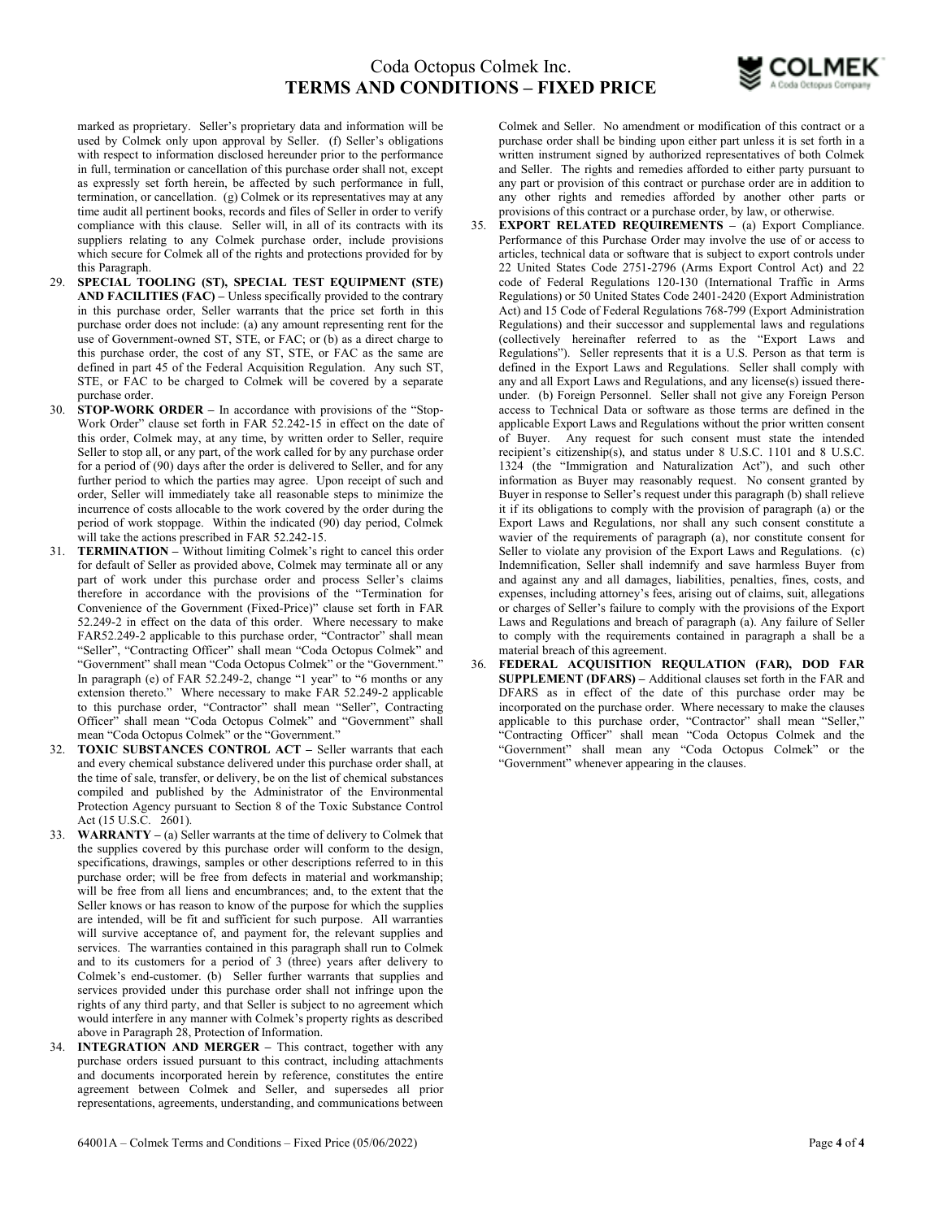marked as proprietary. Seller's proprietary data and information will be used by Colmek only upon approval by Seller. (f) Seller's obligations with respect to information disclosed hereunder prior to the performance in full, termination or cancellation of this purchase order shall not, except as expressly set forth herein, be affected by such performance in full, termination, or cancellation. (g) Colmek or its representatives may at any time audit all pertinent books, records and files of Seller in order to verify compliance with this clause. Seller will, in all of its contracts with its suppliers relating to any Colmek purchase order, include provisions which secure for Colmek all of the rights and protections provided for by this Paragraph.

29. **SPECIAL TOOLING (ST), SPECIAL TEST EQUIPMENT (STE) AND FACILITIES (FAC) –** Unless specifically provided to the contrary in this purchase order, Seller warrants that the price set forth in this purchase order does not include: (a) any amount representing rent for the use of Government-owned ST, STE, or FAC; or (b) as a direct charge to this purchase order, the cost of any ST, STE, or FAC as the same are defined in part 45 of the Federal Acquisition Regulation. Any such ST, STE, or FAC to be charged to Colmek will be covered by a separate purchase order.

30. **STOP-WORK ORDER –** In accordance with provisions of the "Stop-Work Order" clause set forth in FAR 52.242-15 in effect on the date of this order, Colmek may, at any time, by written order to Seller, require Seller to stop all, or any part, of the work called for by any purchase order for a period of (90) days after the order is delivered to Seller, and for any further period to which the parties may agree. Upon receipt of such and order, Seller will immediately take all reasonable steps to minimize the incurrence of costs allocable to the work covered by the order during the period of work stoppage. Within the indicated (90) day period, Colmek will take the actions prescribed in FAR 52.242-15.

31. **TERMINATION –** Without limiting Colmek's right to cancel this order for default of Seller as provided above, Colmek may terminate all or any part of work under this purchase order and process Seller's claims therefore in accordance with the provisions of the "Termination for Convenience of the Government (Fixed-Price)" clause set forth in FAR 52.249-2 in effect on the data of this order. Where necessary to make FAR52.249-2 applicable to this purchase order, "Contractor" shall mean "Seller", "Contracting Officer" shall mean "Coda Octopus Colmek" and "Government" shall mean "Coda Octopus Colmek" or the "Government." In paragraph (e) of FAR 52.249-2, change "1 year" to "6 months or any extension thereto." Where necessary to make FAR 52.249-2 applicable to this purchase order, "Contractor" shall mean "Seller", Contracting Officer" shall mean "Coda Octopus Colmek" and "Government" shall mean "Coda Octopus Colmek" or the "Government."

32. **TOXIC SUBSTANCES CONTROL ACT –** Seller warrants that each and every chemical substance delivered under this purchase order shall, at the time of sale, transfer, or delivery, be on the list of chemical substances compiled and published by the Administrator of the Environmental Protection Agency pursuant to Section 8 of the Toxic Substance Control Act (15 U.S.C. 2601).

33. **WARRANTY –** (a) Seller warrants at the time of delivery to Colmek that the supplies covered by this purchase order will conform to the design, specifications, drawings, samples or other descriptions referred to in this purchase order; will be free from defects in material and workmanship; will be free from all liens and encumbrances; and, to the extent that the Seller knows or has reason to know of the purpose for which the supplies are intended, will be fit and sufficient for such purpose. All warranties will survive acceptance of, and payment for, the relevant supplies and services. The warranties contained in this paragraph shall run to Colmek and to its customers for a period of 3 (three) years after delivery to Colmek's end-customer. (b) Seller further warrants that supplies and services provided under this purchase order shall not infringe upon the rights of any third party, and that Seller is subject to no agreement which would interfere in any manner with Colmek's property rights as described above in Paragraph 28, Protection of Information.

34. **INTEGRATION AND MERGER –** This contract, together with any purchase orders issued pursuant to this contract, including attachments and documents incorporated herein by reference, constitutes the entire agreement between Colmek and Seller, and supersedes all prior representations, agreements, understanding, and communications between Colmek and Seller. No amendment or modification of this contract or a purchase order shall be binding upon either part unless it is set forth in a written instrument signed by authorized representatives of both Colmek and Seller. The rights and remedies afforded to either party pursuant to any part or provision of this contract or purchase order are in addition to any other rights and remedies afforded by another other parts or provisions of this contract or a purchase order, by law, or otherwise.

35. **EXPORT RELATED REQUIREMENTS –** (a) Export Compliance. Performance of this Purchase Order may involve the use of or access to articles, technical data or software that is subject to export controls under 22 United States Code 2751-2796 (Arms Export Control Act) and 22 code of Federal Regulations 120-130 (International Traffic in Arms Regulations) or 50 United States Code 2401-2420 (Export Administration Act) and 15 Code of Federal Regulations 768-799 (Export Administration Regulations) and their successor and supplemental laws and regulations (collectively hereinafter referred to as the "Export Laws and Regulations"). Seller represents that it is a U.S. Person as that term is defined in the Export Laws and Regulations. Seller shall comply with any and all Export Laws and Regulations, and any license(s) issued there-under. (b) Foreign Personnel. Seller shall not give any Foreign Person access to Technical Data or software as those terms are defined in the applicable Export Laws and Regulations without the prior written consent of Buyer. Any request for such consent must state the intended recipient's citizenship(s), and status under 8 U.S.C. 1101 and 8 U.S.C. 1324 (the "Immigration and Naturalization Act"), and such other information as Buyer may reasonably request. No consent granted by Buyer in response to Seller's request under this paragraph (b) shall relieve it if its obligations to comply with the provision of paragraph (a) or the Export Laws and Regulations, nor shall any such consent constitute a wavier of the requirements of paragraph (a), nor constitute consent for Seller to violate any provision of the Export Laws and Regulations. (c) Indemnification, Seller shall indemnify and save harmless Buyer from and against any and all damages, liabilities, penalties, fines, costs, and expenses, including attorney's fees, arising out of claims, suit, allegations or charges of Seller's failure to comply with the provisions of the Export Laws and Regulations and breach of paragraph (a). Any failure of Seller to comply with the requirements contained in paragraph a shall be a material breach of this agreement.

36. **FEDERAL ACQUISITION REQULATION (FAR), DOD FAR SUPPLEMENT (DFARS) –** Additional clauses set forth in the FAR and DFARS as in effect of the date of this purchase order may be incorporated on the purchase order. Where necessary to make the clauses applicable to this purchase order, "Contractor" shall mean "Seller," "Contracting Officer" shall mean "Coda Octopus Colmek and the "Government" shall mean any "Coda Octopus Colmek" or the "Government" whenever appearing in the clauses.